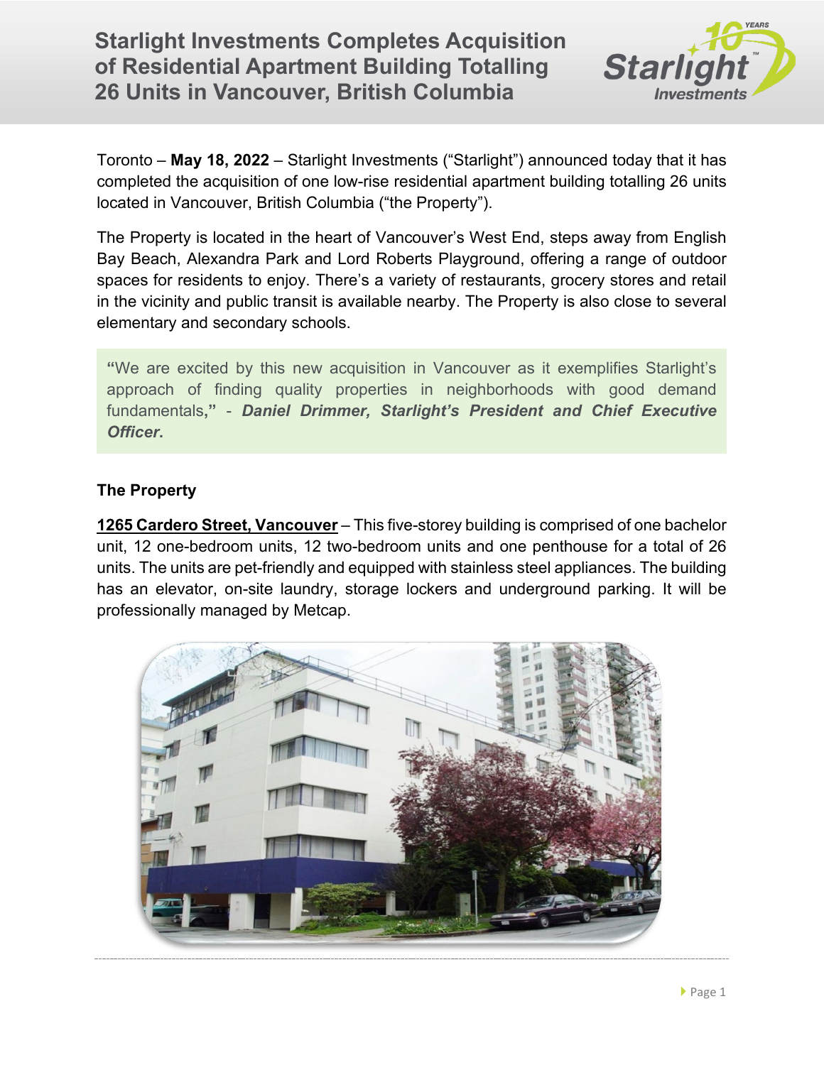# Starlight Investments Completes Acquisition of Residential Apartment Building Totalling 26 Units in Vancouver, British Columbia

Toronto – **May 18, 2022** – Starlight Investments ("Starlight") announced today that it has completed the acquisition of one low-rise residential apartment building totalling 26 units located in Vancouver, British Columbia ("the Property").

The Property is located in the heart of Vancouver's West End, steps away from English Bay Beach, Alexandra Park and Lord Roberts Playground, offering a range of outdoor spaces for residents to enjoy. There's a variety of restaurants, grocery stores and retail in the vicinity and public transit is available nearby. The Property is also close to several elementary and secondary schools.

> **"**We are excited by this new acquisition in Vancouver as it exemplifies Starlight's approach of finding quality properties in neighborhoods with good demand fundamentals,**"** - ***Daniel Drimmer, Starlight's President and Chief Executive Officer.***

## The Property

**1265 Cardero Street, Vancouver** – This five-storey building is comprised of one bachelor unit, 12 one-bedroom units, 12 two-bedroom units and one penthouse for a total of 26 units. The units are pet-friendly and equipped with stainless steel appliances. The building has an elevator, on-site laundry, storage lockers and underground parking. It will be professionally managed by Metcap.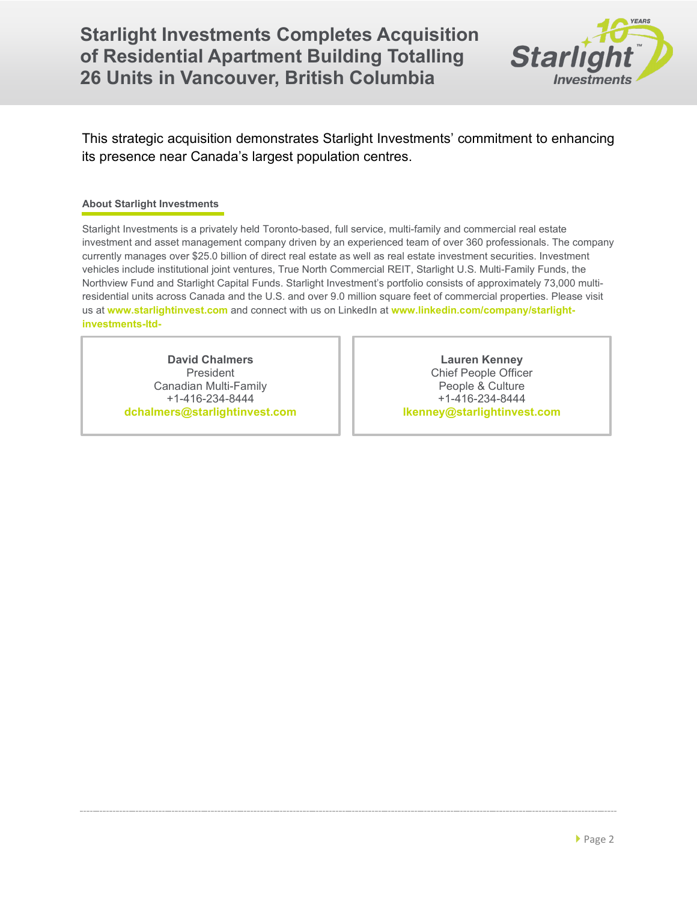This strategic acquisition demonstrates Starlight Investments' commitment to enhancing its presence near Canada's largest population centres.

### About Starlight Investments

Starlight Investments is a privately held Toronto-based, full service, multi-family and commercial real estate investment and asset management company driven by an experienced team of over 360 professionals. The company currently manages over $25.0 billion of direct real estate as well as real estate investment securities. Investment vehicles include institutional joint ventures, True North Commercial REIT, Starlight U.S. Multi-Family Funds, the Northview Fund and Starlight Capital Funds. Starlight Investment's portfolio consists of approximately 73,000 multi-residential units across Canada and the U.S. and over 9.0 million square feet of commercial properties. Please visit us at **www.starlightinvest.com** and connect with us on LinkedIn at **www.linkedin.com/company/starlight-investments-ltd-**

**David Chalmers**
President
Canadian Multi-Family
+1-416-234-8444
**dchalmers@starlightinvest.com**

**Lauren Kenney**
Chief People Officer
People & Culture
+1-416-234-8444
**lkenney@starlightinvest.com**